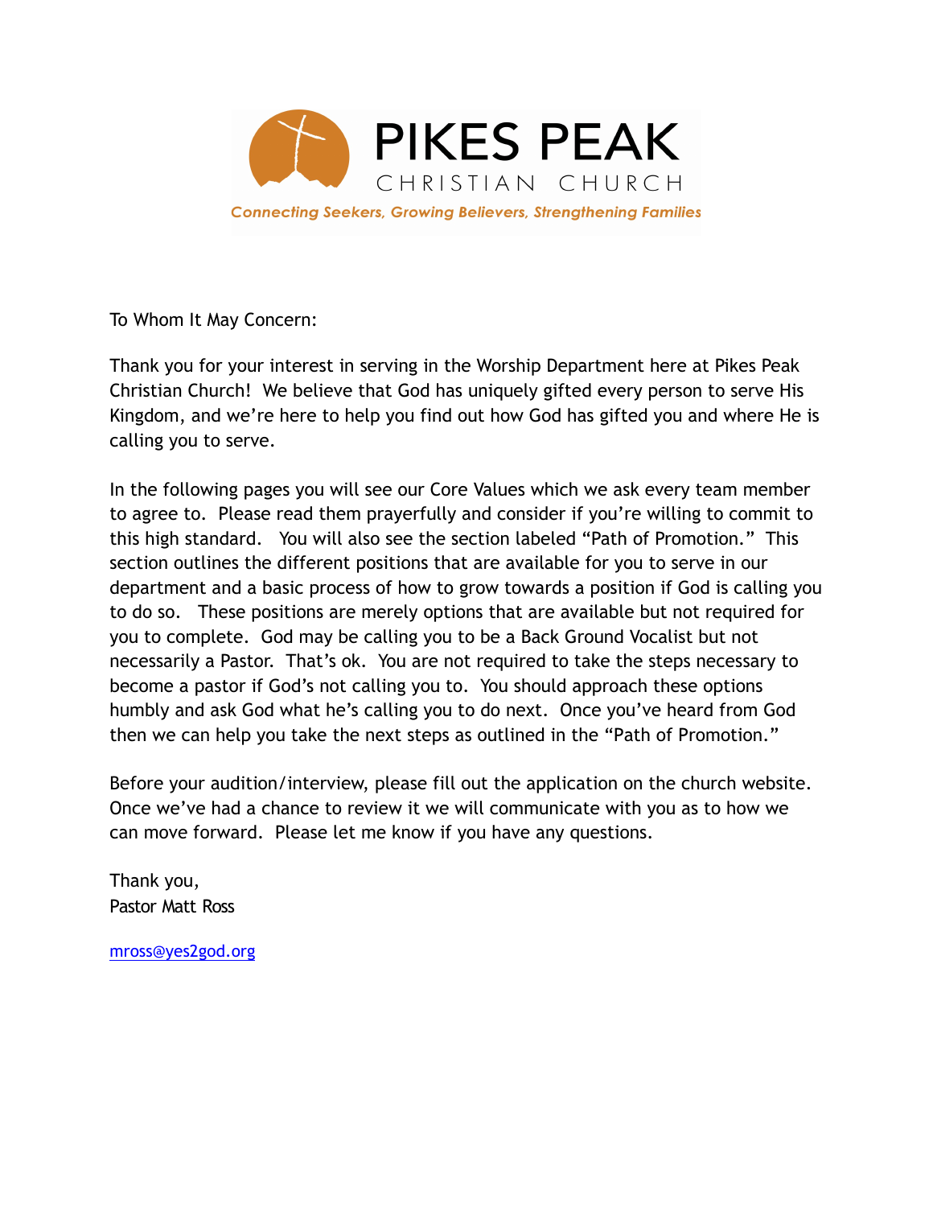# PIKES PEAK

CHRISTIAN CHURCH

*Connecting Seekers, Growing Believers, Strengthening Families*

To Whom It May Concern:

Thank you for your interest in serving in the Worship Department here at Pikes Peak Christian Church! We believe that God has uniquely gifted every person to serve His Kingdom, and we're here to help you find out how God has gifted you and where He is calling you to serve.

In the following pages you will see our Core Values which we ask every team member to agree to. Please read them prayerfully and consider if you're willing to commit to this high standard. You will also see the section labeled "Path of Promotion." This section outlines the different positions that are available for you to serve in our department and a basic process of how to grow towards a position if God is calling you to do so. These positions are merely options that are available but not required for you to complete. God may be calling you to be a Back Ground Vocalist but not necessarily a Pastor. That's ok. You are not required to take the steps necessary to become a pastor if God's not calling you to. You should approach these options humbly and ask God what he's calling you to do next. Once you've heard from God then we can help you take the next steps as outlined in the "Path of Promotion."

Before your audition/interview, please fill out the application on the church website. Once we've had a chance to review it we will communicate with you as to how we can move forward. Please let me know if you have any questions.

Thank you,
Pastor Matt Ross

mross@yes2god.org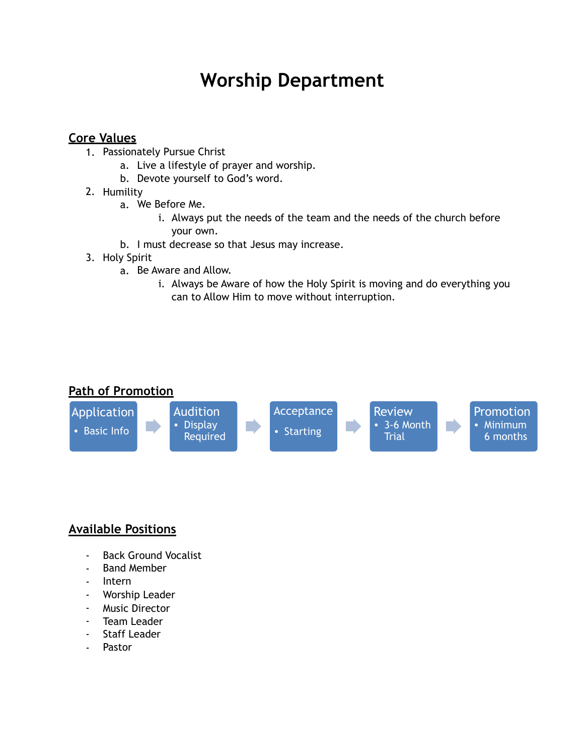# Worship Department

## Core Values

1. Passionately Pursue Christ
   a. Live a lifestyle of prayer and worship.
   b. Devote yourself to God's word.
2. Humility
   a. We Before Me.
      i. Always put the needs of the team and the needs of the church before your own.
   b. I must decrease so that Jesus may increase.
3. Holy Spirit
   a. Be Aware and Allow.
      i. Always be Aware of how the Holy Spirit is moving and do everything you can to Allow Him to move without interruption.

## Path of Promotion

**Application**
- Basic Info

→

**Audition**
- Display Required

→

**Acceptance**
- Starting

→

**Review**
- 3-6 Month Trial

→

**Promotion**
- Minimum 6 months

## Available Positions

- Back Ground Vocalist
- Band Member
- Intern
- Worship Leader
- Music Director
- Team Leader
- Staff Leader
- Pastor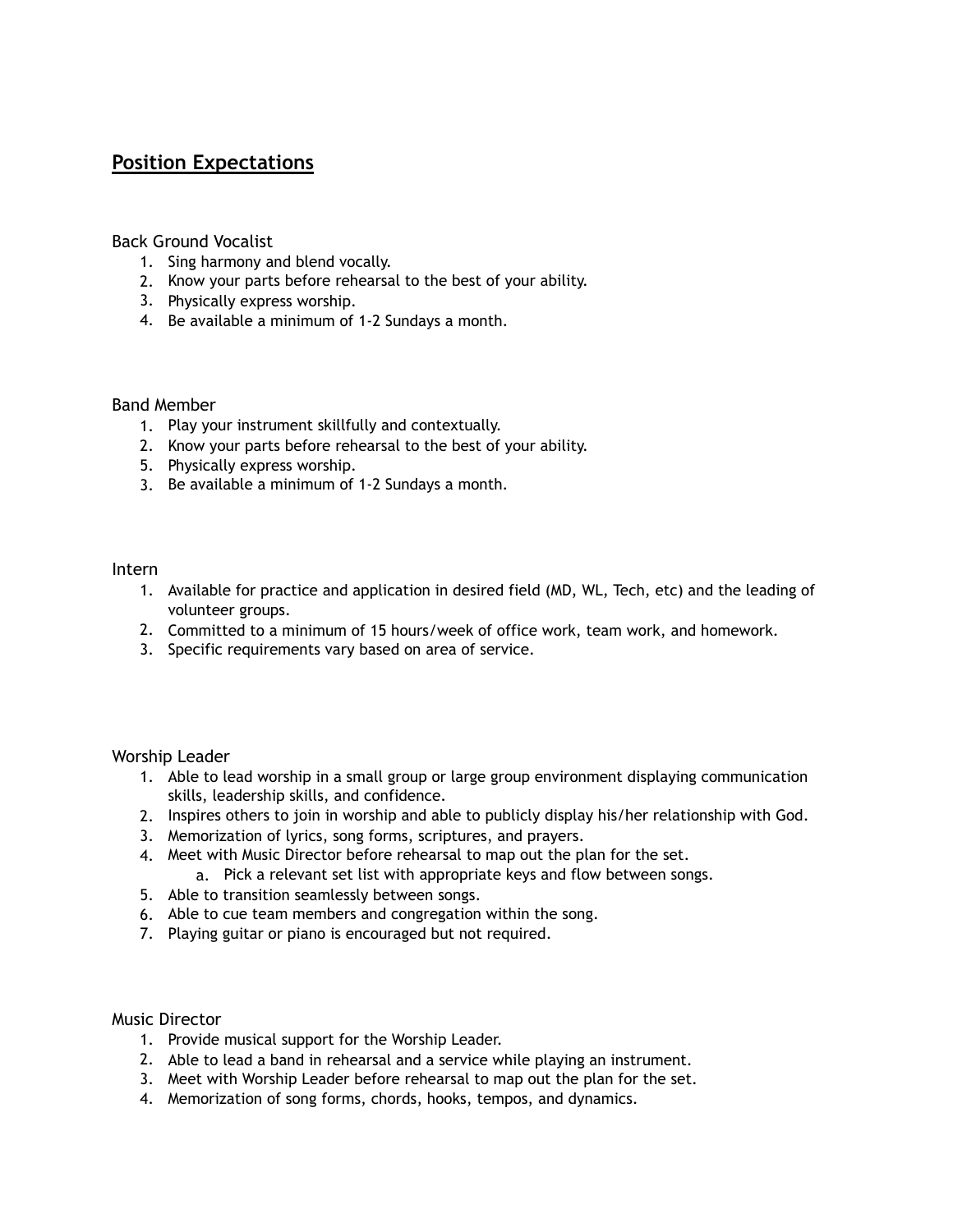# **Position Expectations**

Back Ground Vocalist

1. Sing harmony and blend vocally.
2. Know your parts before rehearsal to the best of your ability.
3. Physically express worship.
4. Be available a minimum of 1-2 Sundays a month.

Band Member

1. Play your instrument skillfully and contextually.
2. Know your parts before rehearsal to the best of your ability.
5. Physically express worship.
3. Be available a minimum of 1-2 Sundays a month.

Intern

1. Available for practice and application in desired field (MD, WL, Tech, etc) and the leading of volunteer groups.
2. Committed to a minimum of 15 hours/week of office work, team work, and homework.
3. Specific requirements vary based on area of service.

Worship Leader

1. Able to lead worship in a small group or large group environment displaying communication skills, leadership skills, and confidence.
2. Inspires others to join in worship and able to publicly display his/her relationship with God.
3. Memorization of lyrics, song forms, scriptures, and prayers.
4. Meet with Music Director before rehearsal to map out the plan for the set.
   a. Pick a relevant set list with appropriate keys and flow between songs.
5. Able to transition seamlessly between songs.
6. Able to cue team members and congregation within the song.
7. Playing guitar or piano is encouraged but not required.

Music Director

1. Provide musical support for the Worship Leader.
2. Able to lead a band in rehearsal and a service while playing an instrument.
3. Meet with Worship Leader before rehearsal to map out the plan for the set.
4. Memorization of song forms, chords, hooks, tempos, and dynamics.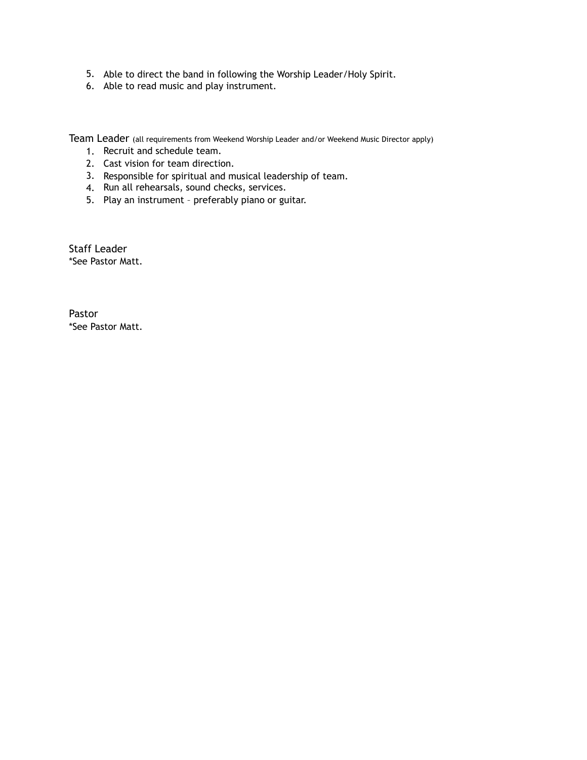5. Able to direct the band in following the Worship Leader/Holy Spirit.
6. Able to read music and play instrument.

## Team Leader (all requirements from Weekend Worship Leader and/or Weekend Music Director apply)

1. Recruit and schedule team.
2. Cast vision for team direction.
3. Responsible for spiritual and musical leadership of team.
4. Run all rehearsals, sound checks, services.
5. Play an instrument – preferably piano or guitar.

## Staff Leader

*See Pastor Matt.

## Pastor

*See Pastor Matt.